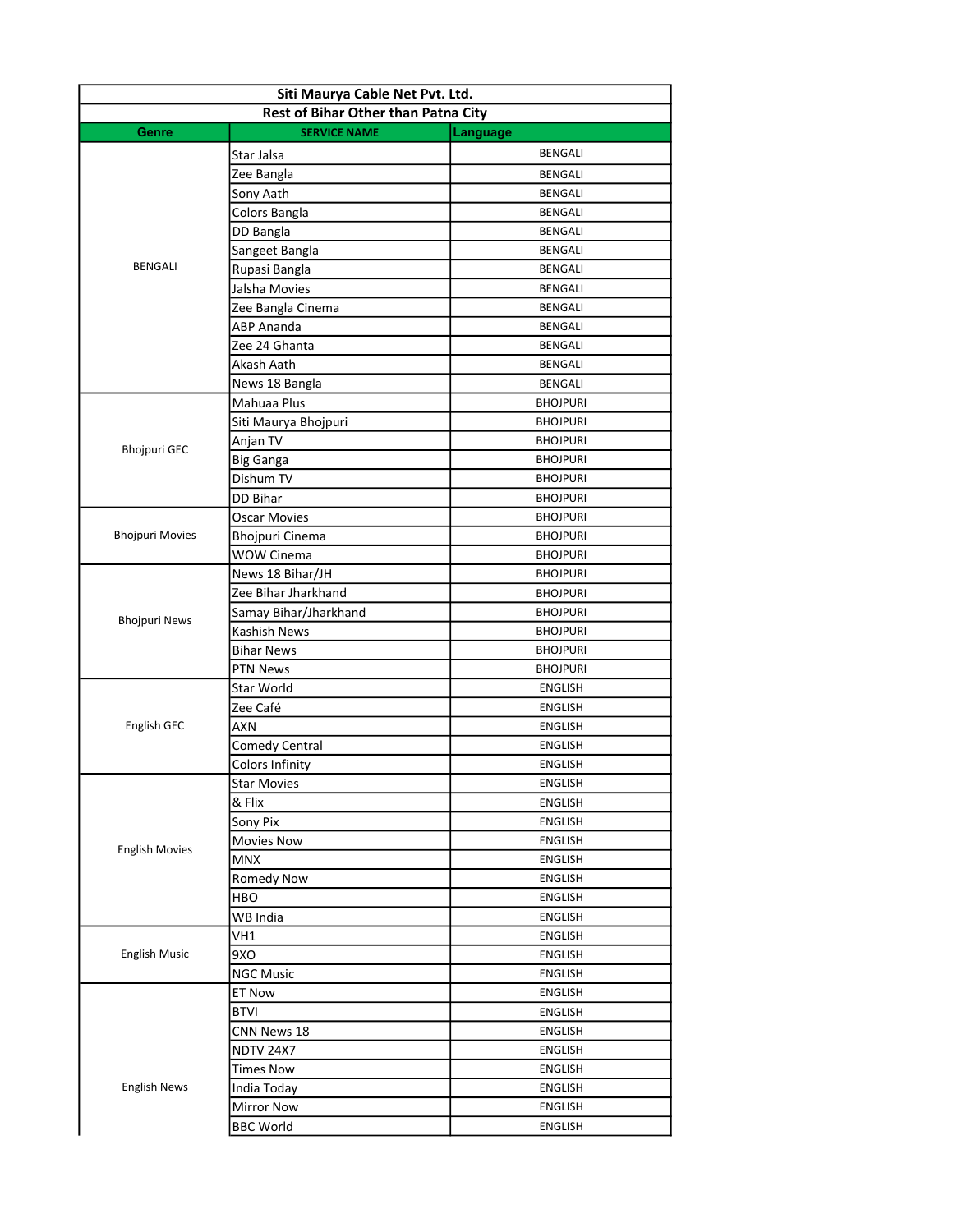# Siti Maurya Cable Net Pvt. Ltd.

## Rest of Bihar Other than Patna City

| Genre | SERVICE NAME | Language |
|---|---|---|
| BENGALI | Star Jalsa | BENGALI |
| | Zee Bangla | BENGALI |
| | Sony Aath | BENGALI |
| | Colors Bangla | BENGALI |
| | DD Bangla | BENGALI |
| | Sangeet Bangla | BENGALI |
| | Rupasi Bangla | BENGALI |
| | Jalsha Movies | BENGALI |
| | Zee Bangla Cinema | BENGALI |
| | ABP Ananda | BENGALI |
| | Zee 24 Ghanta | BENGALI |
| | Akash Aath | BENGALI |
| | News 18 Bangla | BENGALI |
| Bhojpuri GEC | Mahuaa Plus | BHOJPURI |
| | Siti Maurya Bhojpuri | BHOJPURI |
| | Anjan TV | BHOJPURI |
| | Big Ganga | BHOJPURI |
| | Dishum TV | BHOJPURI |
| | DD Bihar | BHOJPURI |
| Bhojpuri Movies | Oscar Movies | BHOJPURI |
| | Bhojpuri Cinema | BHOJPURI |
| | WOW Cinema | BHOJPURI |
| Bhojpuri News | News 18 Bihar/JH | BHOJPURI |
| | Zee Bihar Jharkhand | BHOJPURI |
| | Samay Bihar/Jharkhand | BHOJPURI |
| | Kashish News | BHOJPURI |
| | Bihar News | BHOJPURI |
| | PTN News | BHOJPURI |
| English GEC | Star World | ENGLISH |
| | Zee Café | ENGLISH |
| | AXN | ENGLISH |
| | Comedy Central | ENGLISH |
| | Colors Infinity | ENGLISH |
| English Movies | Star Movies | ENGLISH |
| | & Flix | ENGLISH |
| | Sony Pix | ENGLISH |
| | Movies Now | ENGLISH |
| | MNX | ENGLISH |
| | Romedy Now | ENGLISH |
| | HBO | ENGLISH |
| | WB India | ENGLISH |
| English Music | VH1 | ENGLISH |
| | 9XO | ENGLISH |
| | NGC Music | ENGLISH |
| English News | ET Now | ENGLISH |
| | BTVI | ENGLISH |
| | CNN News 18 | ENGLISH |
| | NDTV 24X7 | ENGLISH |
| | Times Now | ENGLISH |
| | India Today | ENGLISH |
| | Mirror Now | ENGLISH |
| | BBC World | ENGLISH |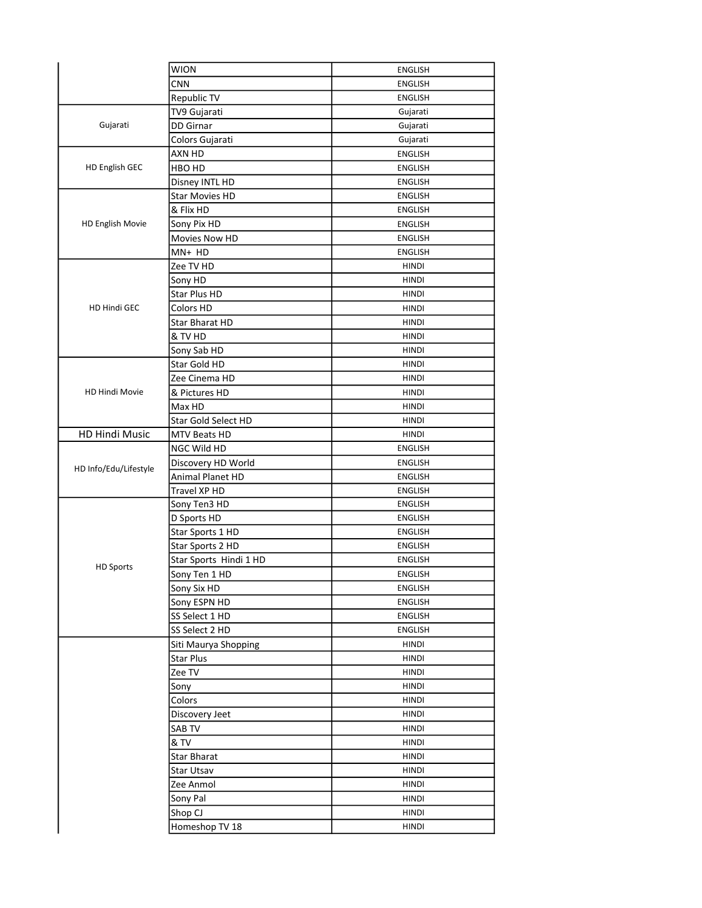| | | |
|---|---|---|
| | WION | ENGLISH |
| | CNN | ENGLISH |
| | Republic TV | ENGLISH |
| Gujarati | TV9 Gujarati | Gujarati |
| | DD Girnar | Gujarati |
| | Colors Gujarati | Gujarati |
| HD English GEC | AXN HD | ENGLISH |
| | HBO HD | ENGLISH |
| | Disney INTL HD | ENGLISH |
| HD English Movie | Star Movies HD | ENGLISH |
| | & Flix HD | ENGLISH |
| | Sony Pix HD | ENGLISH |
| | Movies Now HD | ENGLISH |
| | MN+ HD | ENGLISH |
| HD Hindi GEC | Zee TV HD | HINDI |
| | Sony HD | HINDI |
| | Star Plus HD | HINDI |
| | Colors HD | HINDI |
| | Star Bharat HD | HINDI |
| | & TV HD | HINDI |
| | Sony Sab HD | HINDI |
| HD Hindi Movie | Star Gold HD | HINDI |
| | Zee Cinema HD | HINDI |
| | & Pictures HD | HINDI |
| | Max HD | HINDI |
| | Star Gold Select HD | HINDI |
| HD Hindi Music | MTV Beats HD | HINDI |
| HD Info/Edu/Lifestyle | NGC Wild HD | ENGLISH |
| | Discovery HD World | ENGLISH |
| | Animal Planet HD | ENGLISH |
| | Travel XP HD | ENGLISH |
| HD Sports | Sony Ten3 HD | ENGLISH |
| | D Sports HD | ENGLISH |
| | Star Sports 1 HD | ENGLISH |
| | Star Sports 2 HD | ENGLISH |
| | Star Sports Hindi 1 HD | ENGLISH |
| | Sony Ten 1 HD | ENGLISH |
| | Sony Six HD | ENGLISH |
| | Sony ESPN HD | ENGLISH |
| | SS Select 1 HD | ENGLISH |
| | SS Select 2 HD | ENGLISH |
| | Siti Maurya Shopping | HINDI |
| | Star Plus | HINDI |
| | Zee TV | HINDI |
| | Sony | HINDI |
| | Colors | HINDI |
| | Discovery Jeet | HINDI |
| | SAB TV | HINDI |
| | & TV | HINDI |
| | Star Bharat | HINDI |
| | Star Utsav | HINDI |
| | Zee Anmol | HINDI |
| | Sony Pal | HINDI |
| | Shop CJ | HINDI |
| | Homeshop TV 18 | HINDI |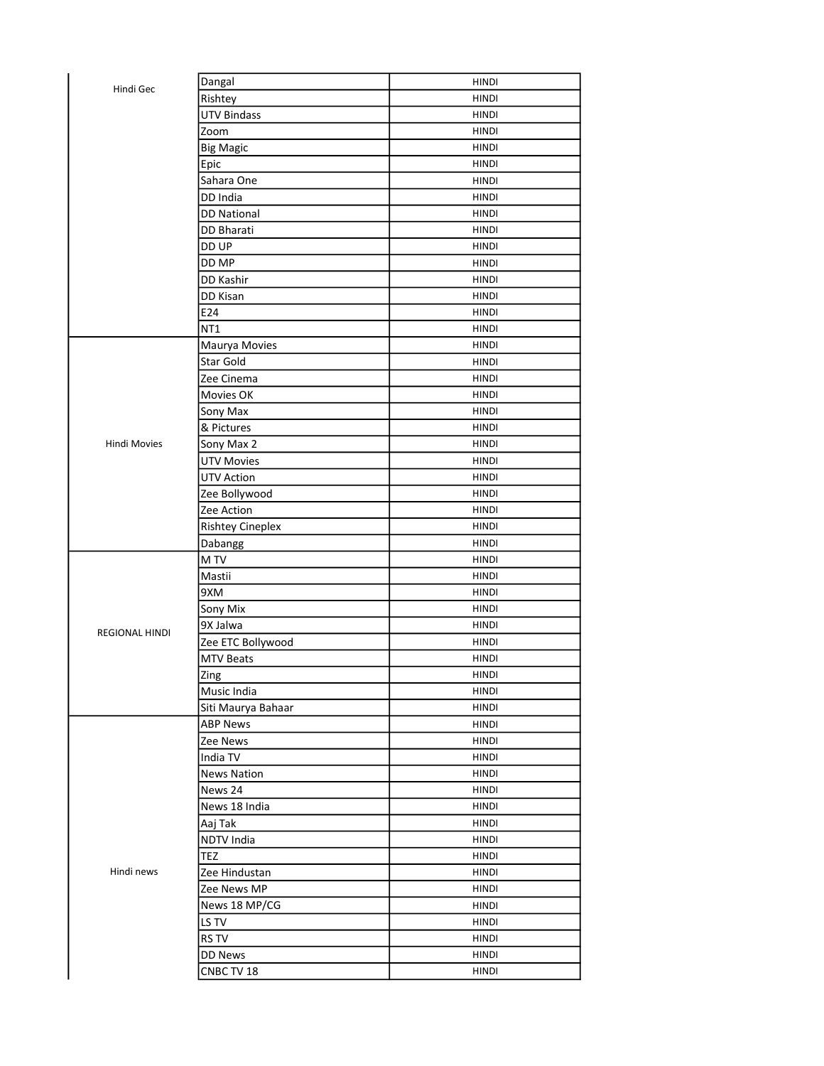| | | |
|---|---|---|
| Hindi Gec | Dangal | HINDI |
| | Rishtey | HINDI |
| | UTV Bindass | HINDI |
| | Zoom | HINDI |
| | Big Magic | HINDI |
| | Epic | HINDI |
| | Sahara One | HINDI |
| | DD India | HINDI |
| | DD National | HINDI |
| | DD Bharati | HINDI |
| | DD UP | HINDI |
| | DD MP | HINDI |
| | DD Kashir | HINDI |
| | DD Kisan | HINDI |
| | E24 | HINDI |
| | NT1 | HINDI |
| Hindi Movies | Maurya Movies | HINDI |
| | Star Gold | HINDI |
| | Zee Cinema | HINDI |
| | Movies OK | HINDI |
| | Sony Max | HINDI |
| | & Pictures | HINDI |
| | Sony Max 2 | HINDI |
| | UTV Movies | HINDI |
| | UTV Action | HINDI |
| | Zee Bollywood | HINDI |
| | Zee Action | HINDI |
| | Rishtey Cineplex | HINDI |
| | Dabangg | HINDI |
| REGIONAL HINDI | M TV | HINDI |
| | Mastii | HINDI |
| | 9XM | HINDI |
| | Sony Mix | HINDI |
| | 9X Jalwa | HINDI |
| | Zee ETC Bollywood | HINDI |
| | MTV Beats | HINDI |
| | Zing | HINDI |
| | Music India | HINDI |
| | Siti Maurya Bahaar | HINDI |
| Hindi news | ABP News | HINDI |
| | Zee News | HINDI |
| | India TV | HINDI |
| | News Nation | HINDI |
| | News 24 | HINDI |
| | News 18 India | HINDI |
| | Aaj Tak | HINDI |
| | NDTV India | HINDI |
| | TEZ | HINDI |
| | Zee Hindustan | HINDI |
| | Zee News MP | HINDI |
| | News 18 MP/CG | HINDI |
| | LS TV | HINDI |
| | RS TV | HINDI |
| | DD News | HINDI |
| | CNBC TV 18 | HINDI |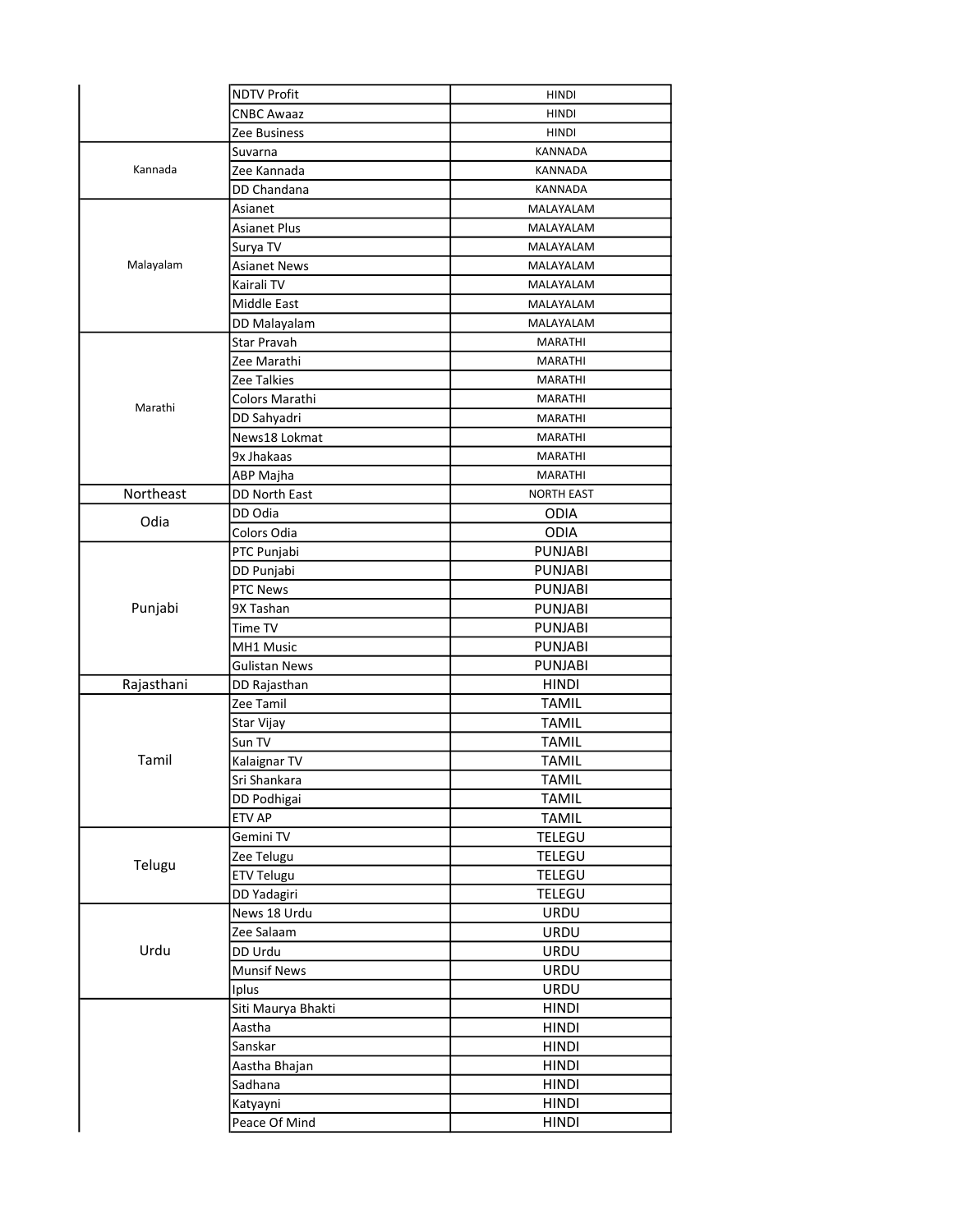| | | |
|---|---|---|
| | NDTV Profit | HINDI |
| | CNBC Awaaz | HINDI |
| | Zee Business | HINDI |
| Kannada | Suvarna | KANNADA |
| | Zee Kannada | KANNADA |
| | DD Chandana | KANNADA |
| Malayalam | Asianet | MALAYALAM |
| | Asianet Plus | MALAYALAM |
| | Surya TV | MALAYALAM |
| | Asianet News | MALAYALAM |
| | Kairali TV | MALAYALAM |
| | Middle East | MALAYALAM |
| | DD Malayalam | MALAYALAM |
| Marathi | Star Pravah | MARATHI |
| | Zee Marathi | MARATHI |
| | Zee Talkies | MARATHI |
| | Colors Marathi | MARATHI |
| | DD Sahyadri | MARATHI |
| | News18 Lokmat | MARATHI |
| | 9x Jhakaas | MARATHI |
| | ABP Majha | MARATHI |
| Northeast | DD North East | NORTH EAST |
| Odia | DD Odia | ODIA |
| | Colors Odia | ODIA |
| Punjabi | PTC Punjabi | PUNJABI |
| | DD Punjabi | PUNJABI |
| | PTC News | PUNJABI |
| | 9X Tashan | PUNJABI |
| | Time TV | PUNJABI |
| | MH1 Music | PUNJABI |
| | Gulistan News | PUNJABI |
| Rajasthani | DD Rajasthan | HINDI |
| Tamil | Zee Tamil | TAMIL |
| | Star Vijay | TAMIL |
| | Sun TV | TAMIL |
| | Kalaignar TV | TAMIL |
| | Sri Shankara | TAMIL |
| | DD Podhigai | TAMIL |
| | ETV AP | TAMIL |
| Telugu | Gemini TV | TELEGU |
| | Zee Telugu | TELEGU |
| | ETV Telugu | TELEGU |
| | DD Yadagiri | TELEGU |
| Urdu | News 18 Urdu | URDU |
| | Zee Salaam | URDU |
| | DD Urdu | URDU |
| | Munsif News | URDU |
| | Iplus | URDU |
| | Siti Maurya Bhakti | HINDI |
| | Aastha | HINDI |
| | Sanskar | HINDI |
| | Aastha Bhajan | HINDI |
| | Sadhana | HINDI |
| | Katyayni | HINDI |
| | Peace Of Mind | HINDI |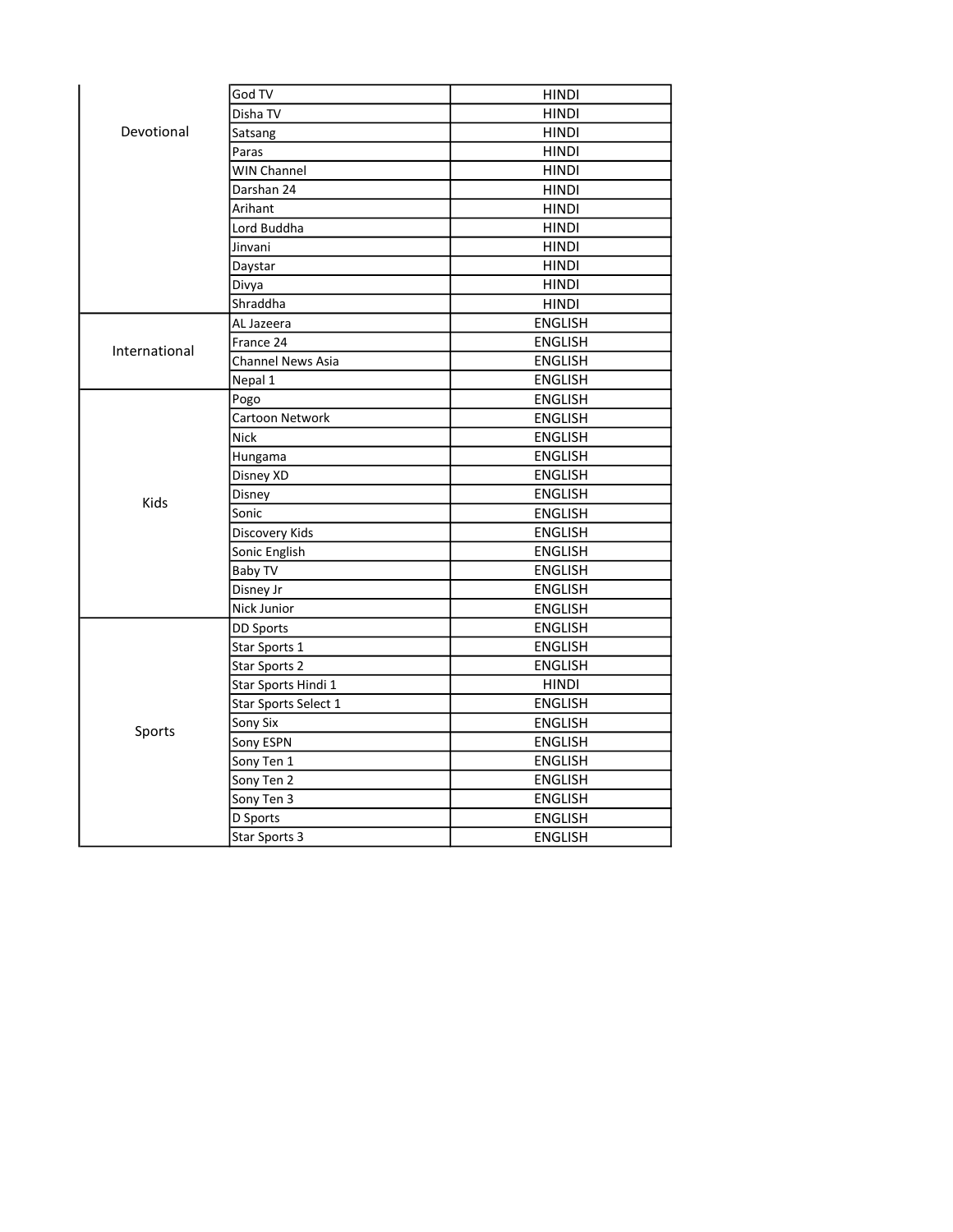| | | |
|---|---|---|
| Devotional | God TV | HINDI |
| | Disha TV | HINDI |
| | Satsang | HINDI |
| | Paras | HINDI |
| | WIN Channel | HINDI |
| | Darshan 24 | HINDI |
| | Arihant | HINDI |
| | Lord Buddha | HINDI |
| | Jinvani | HINDI |
| | Daystar | HINDI |
| | Divya | HINDI |
| | Shraddha | HINDI |
| International | AL Jazeera | ENGLISH |
| | France 24 | ENGLISH |
| | Channel News Asia | ENGLISH |
| | Nepal 1 | ENGLISH |
| Kids | Pogo | ENGLISH |
| | Cartoon Network | ENGLISH |
| | Nick | ENGLISH |
| | Hungama | ENGLISH |
| | Disney XD | ENGLISH |
| | Disney | ENGLISH |
| | Sonic | ENGLISH |
| | Discovery Kids | ENGLISH |
| | Sonic English | ENGLISH |
| | Baby TV | ENGLISH |
| | Disney Jr | ENGLISH |
| | Nick Junior | ENGLISH |
| Sports | DD Sports | ENGLISH |
| | Star Sports 1 | ENGLISH |
| | Star Sports 2 | ENGLISH |
| | Star Sports Hindi 1 | HINDI |
| | Star Sports Select 1 | ENGLISH |
| | Sony Six | ENGLISH |
| | Sony ESPN | ENGLISH |
| | Sony Ten 1 | ENGLISH |
| | Sony Ten 2 | ENGLISH |
| | Sony Ten 3 | ENGLISH |
| | D Sports | ENGLISH |
| | Star Sports 3 | ENGLISH |